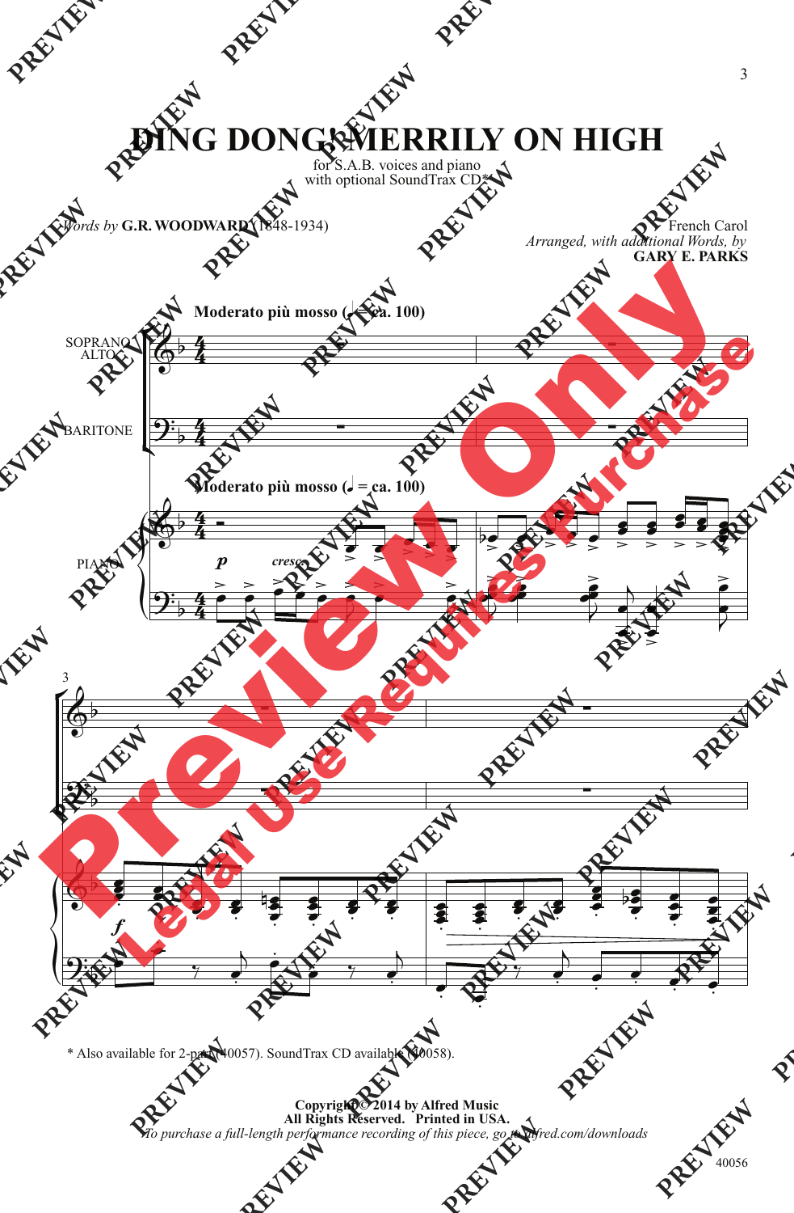# DING DONG! MERRILY ON HIGH

for S.A.B. voices and piano
with optional SoundTrax CD*

*Words by* **G.R. WOODWARD** (1848-1934)

French Carol
*Arranged, with additional Words, by*
**GARY E. PARKS**

**Moderato più mosso (♩ = ca. 100)**

SOPRANO
ALTO

BARITONE

PIANO

* Also available for 2-part (40057). SoundTrax CD available (40058).

**Copyright © 2014 by Alfred Music**
**All Rights Reserved. Printed in USA.**
*To purchase a full-length performance recording of this piece, go to alfred.com/downloads*

40056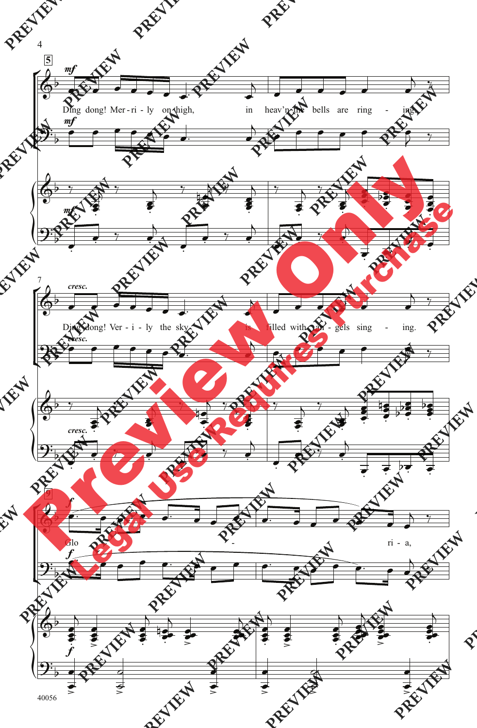**5**

*mf*

Ding dong! Mer - ri - ly on high, in heav'n the bells are ring - ing.

*cresc.*

Ding dong! Ver - i - ly the sky is filled with an - gels sing - ing.

**9**

*f*

Glo - ri - a,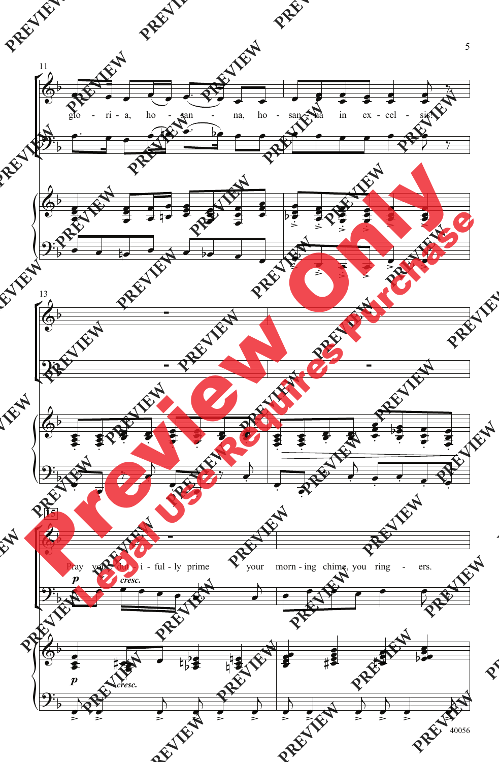11

glo - ri - a, ho - san - na, ho - san - na in ex - cel - sis!

13

15

*p*

Pray you dut - i - ful - ly prime your morn - ing chime, you ring - ers.

*cresc.*

*p*

*cresc.*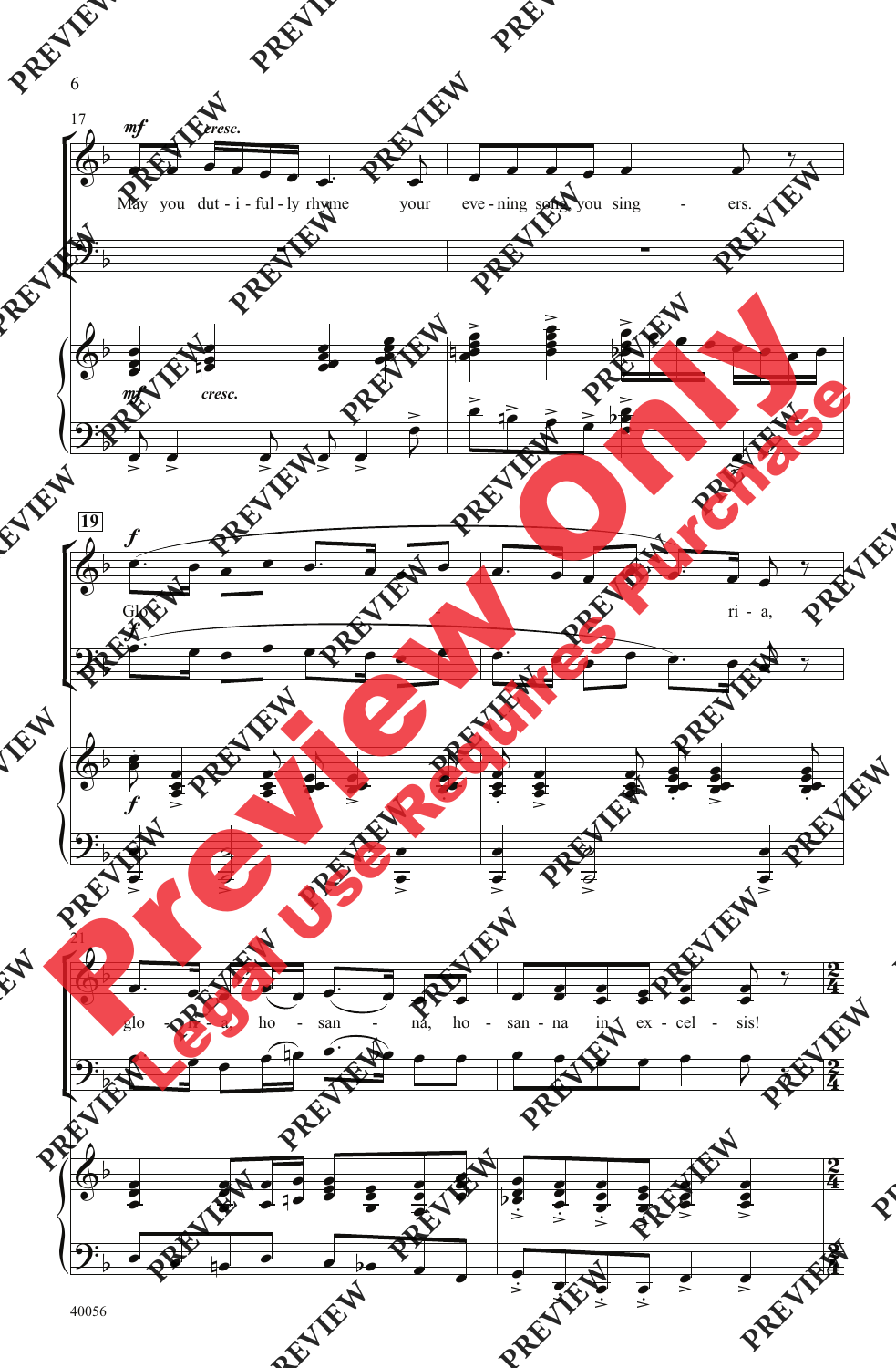17

*mf* *cresc.*

May you dut - i - ful - ly rhyme your eve - ning song, you sing - ers.

19

*f*

Glo - ri - a,

21

glo - ri - a, ho - san - na, ho - san - na in ex - cel - sis!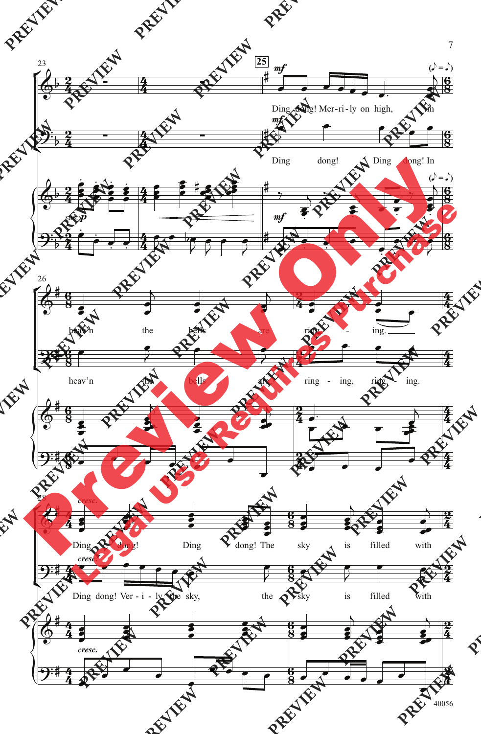Ding dong! Mer-ri-ly on high, In heav'n the bells are ring - ing.

Ding dong! Ding dong! In heav'n the bells are ring - ing, ring - ing.

Ding dong! Ding dong! The sky is filled with

Ding dong! Ver - i - ly the sky, the sky is filled with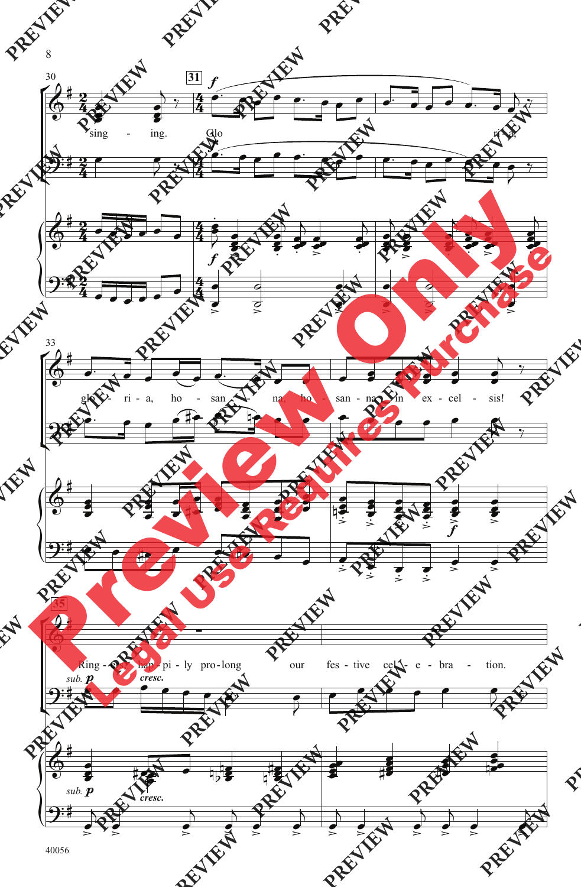sing - ing. Glo - ri - a,

glo - ri - a, ho - san - na, ho - san - na in ex - cel - sis!

Ring - ers, hap - pi - ly pro - long our fes - tive cel - e - bra - tion.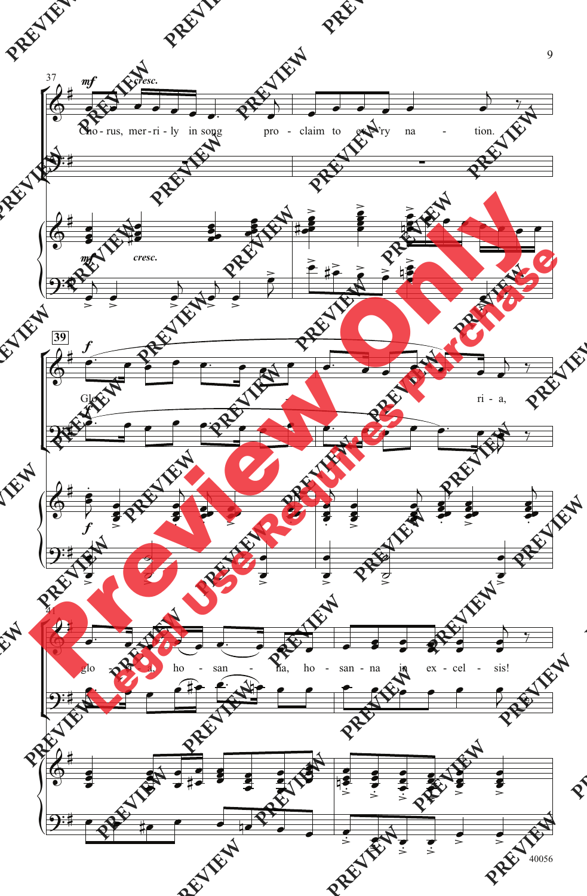Cho - rus, mer - ri - ly in song pro - claim to ev - 'ry na - tion.

Glo - ri - a,

glo - ri - a, ho - san - na, ho - san - na in ex - cel - sis!